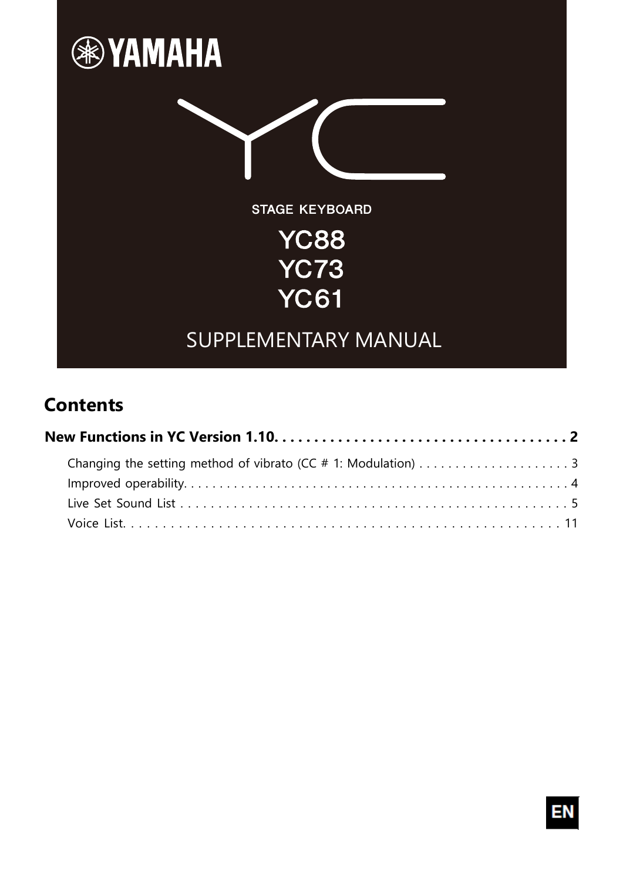YAMAHA

STAGE KEYBOARD

# YC88
# YC73
# YC61

SUPPLEMENTARY MANUAL

## Contents

**New Functions in YC Version 1.10. . . . . . . . . . . . . . . . . . . . . . . . . . . . . . . . . . . . . 2**

- Changing the setting method of vibrato (CC # 1: Modulation) . . . . . . . . . . . . . . . . . . . . . 3
- Improved operability. . . . . . . . . . . . . . . . . . . . . . . . . . . . . . . . . . . . . . . . . . . . . . . . . . . . . 4
- Live Set Sound List . . . . . . . . . . . . . . . . . . . . . . . . . . . . . . . . . . . . . . . . . . . . . . . . . . . . . 5
- Voice List. . . . . . . . . . . . . . . . . . . . . . . . . . . . . . . . . . . . . . . . . . . . . . . . . . . . . . . . . . . . 11

EN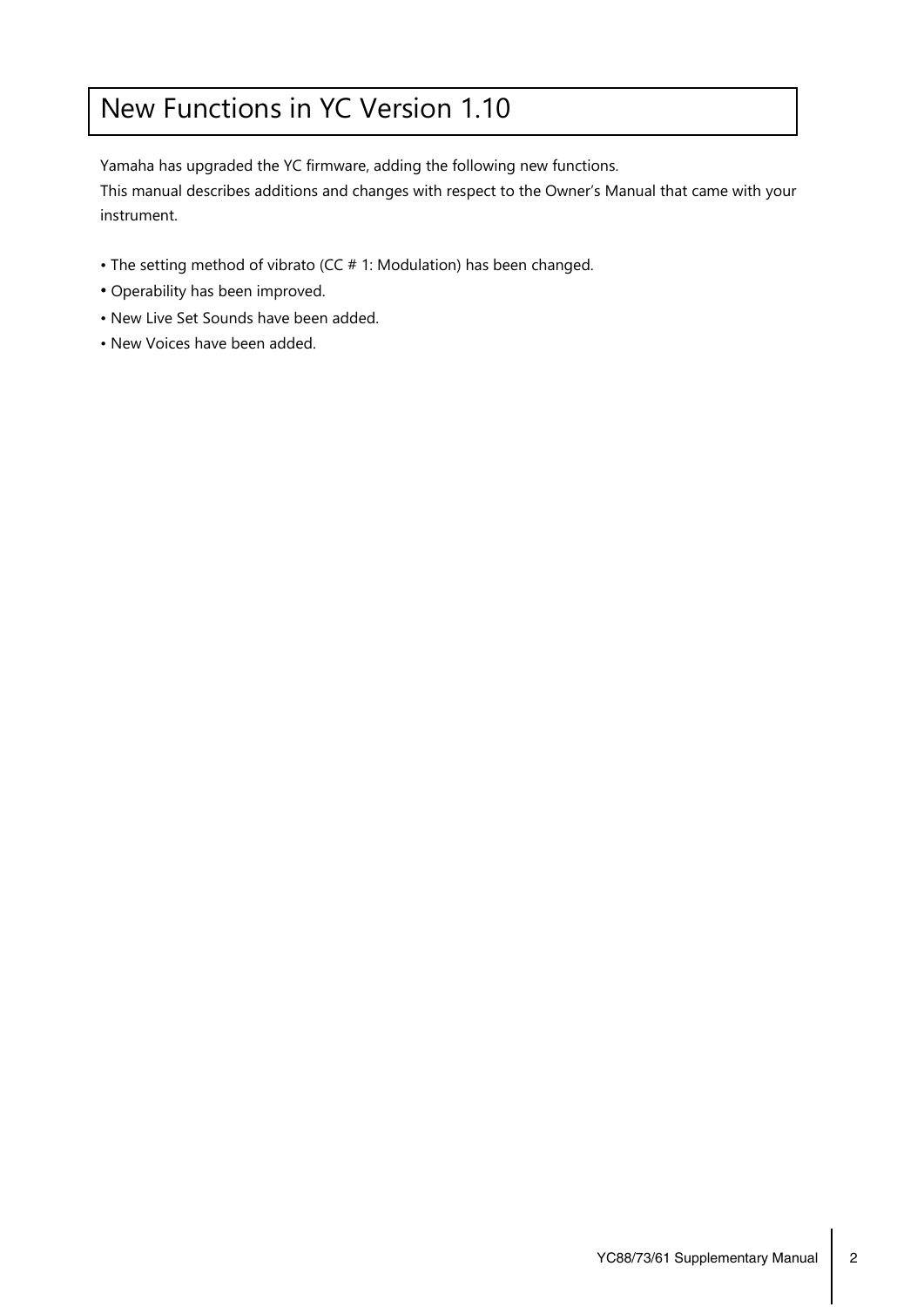# New Functions in YC Version 1.10

Yamaha has upgraded the YC firmware, adding the following new functions.
This manual describes additions and changes with respect to the Owner's Manual that came with your instrument.

- The setting method of vibrato (CC # 1: Modulation) has been changed.
- Operability has been improved.
- New Live Set Sounds have been added.
- New Voices have been added.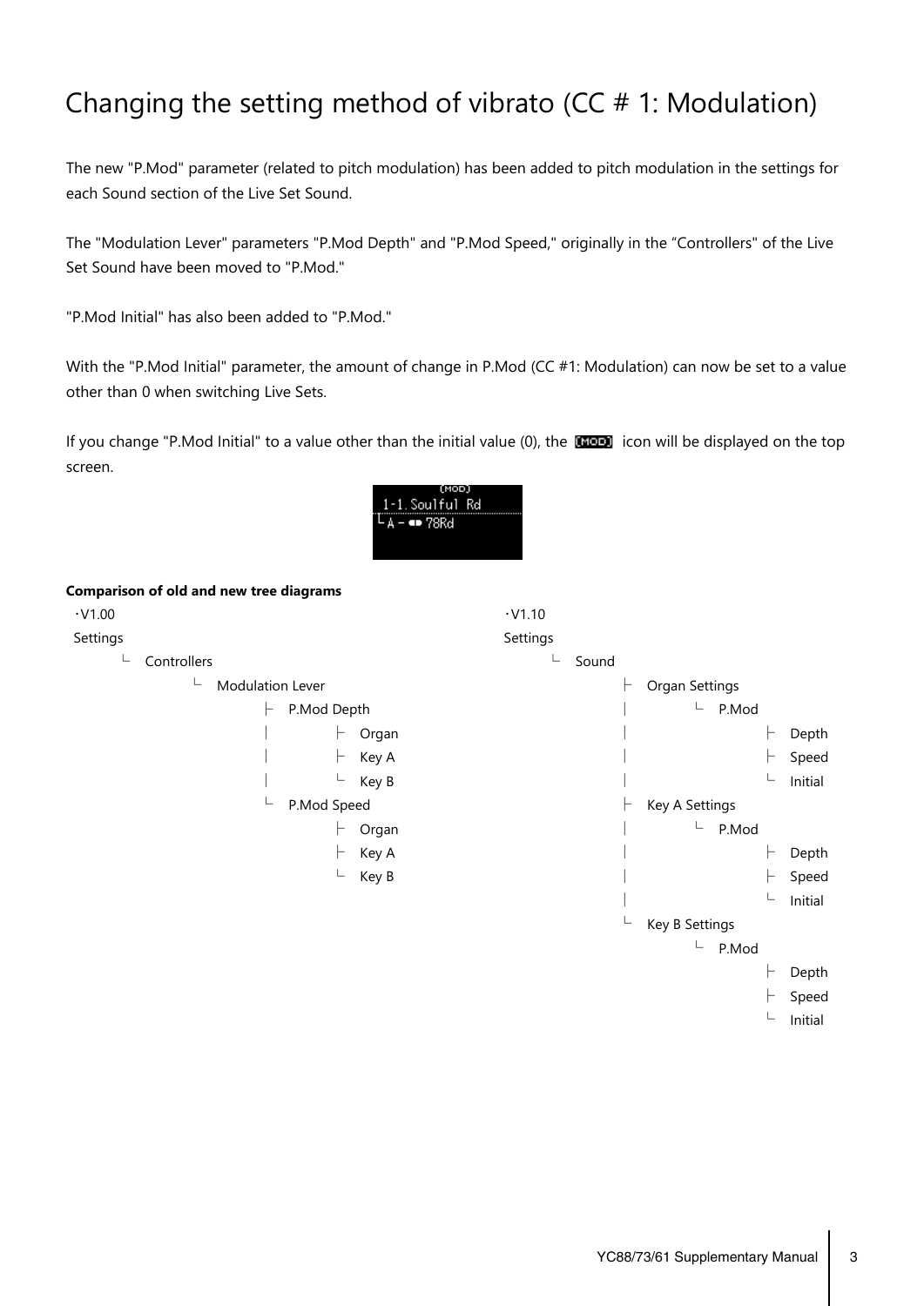# Changing the setting method of vibrato (CC # 1: Modulation)

The new "P.Mod" parameter (related to pitch modulation) has been added to pitch modulation in the settings for each Sound section of the Live Set Sound.

The "Modulation Lever" parameters "P.Mod Depth" and "P.Mod Speed," originally in the "Controllers" of the Live Set Sound have been moved to "P.Mod."

"P.Mod Initial" has also been added to "P.Mod."

With the "P.Mod Initial" parameter, the amount of change in P.Mod (CC #1: Modulation) can now be set to a value other than 0 when switching Live Sets.

If you change "P.Mod Initial" to a value other than the initial value (0), the [MOD] icon will be displayed on the top screen.

**Comparison of old and new tree diagrams**

・V1.00

```
Settings
└ Controllers
    └ Modulation Lever
        ├ P.Mod Depth
        │   ├ Organ
        │   ├ Key A
        │   └ Key B
        └ P.Mod Speed
            ├ Organ
            ├ Key A
            └ Key B
```

・V1.10

```
Settings
└ Sound
    ├ Organ Settings
    │   └ P.Mod
    │       ├ Depth
    │       ├ Speed
    │       └ Initial
    ├ Key A Settings
    │   └ P.Mod
    │       ├ Depth
    │       ├ Speed
    │       └ Initial
    └ Key B Settings
        └ P.Mod
            ├ Depth
            ├ Speed
            └ Initial
```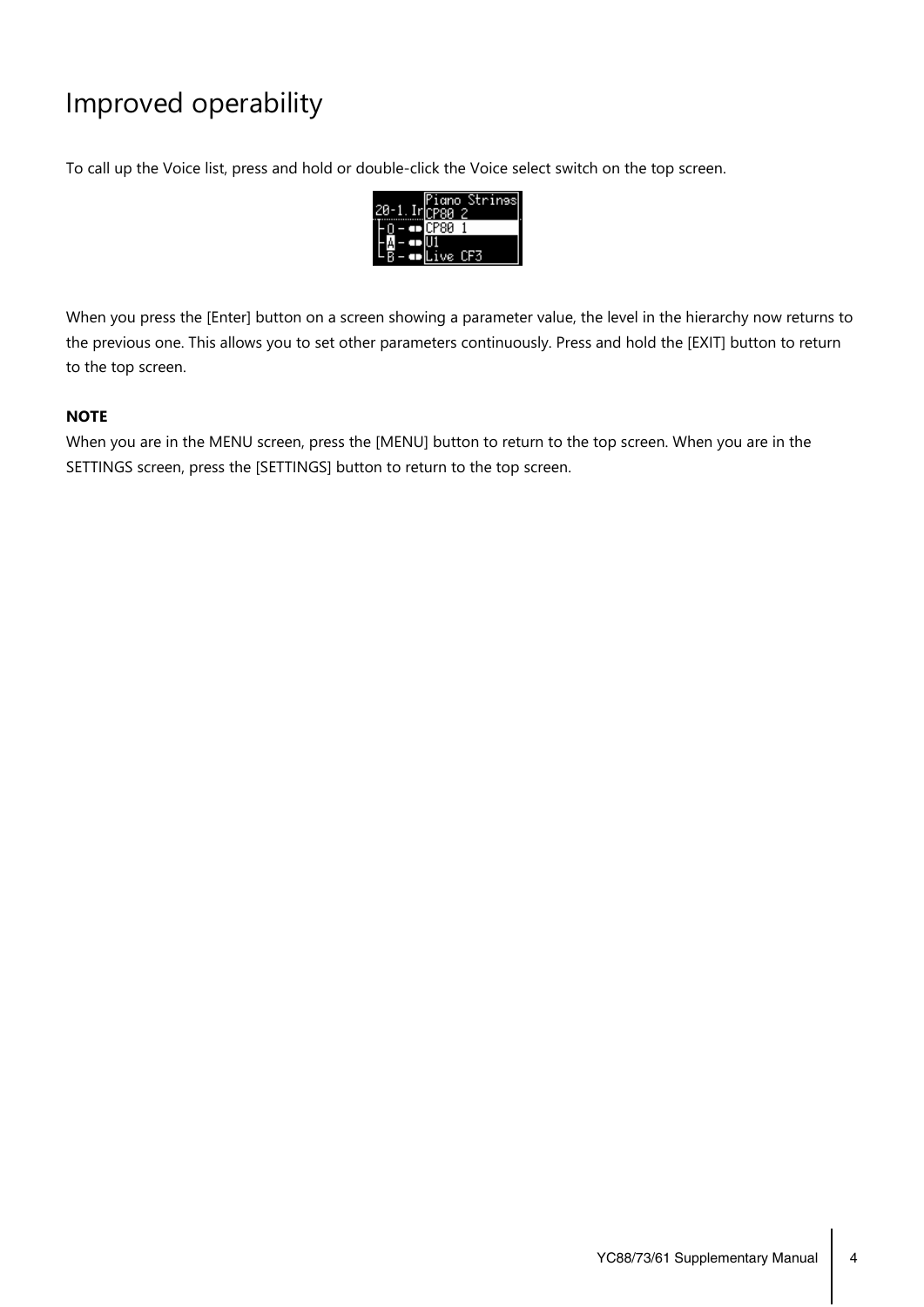# Improved operability

To call up the Voice list, press and hold or double-click the Voice select switch on the top screen.

When you press the [Enter] button on a screen showing a parameter value, the level in the hierarchy now returns to the previous one. This allows you to set other parameters continuously. Press and hold the [EXIT] button to return to the top screen.

**NOTE**

When you are in the MENU screen, press the [MENU] button to return to the top screen. When you are in the SETTINGS screen, press the [SETTINGS] button to return to the top screen.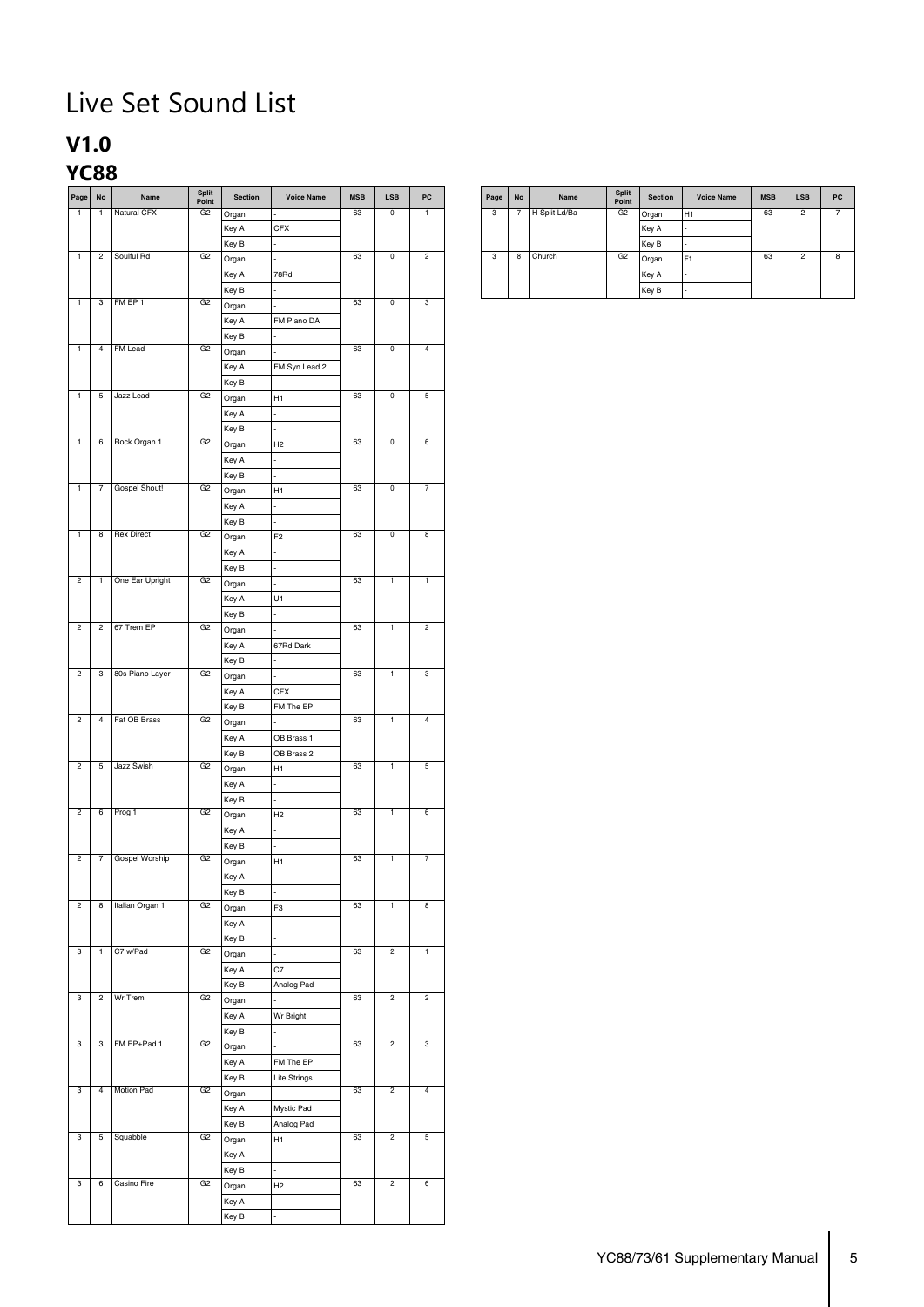# Live Set Sound List

## V1.0

## YC88

| Page | No | Name | Split Point | Section | Voice Name | MSB | LSB | PC |
|---|---|---|---|---|---|---|---|---|
| 1 | 1 | Natural CFX | G2 | Organ | - | 63 | 0 | 1 |
| | | | | Key A | CFX | | | |
| | | | | Key B | - | | | |
| 1 | 2 | Soulful Rd | G2 | Organ | - | 63 | 0 | 2 |
| | | | | Key A | 78Rd | | | |
| | | | | Key B | - | | | |
| 1 | 3 | FM EP 1 | G2 | Organ | - | 63 | 0 | 3 |
| | | | | Key A | FM Piano DA | | | |
| | | | | Key B | - | | | |
| 1 | 4 | FM Lead | G2 | Organ | - | 63 | 0 | 4 |
| | | | | Key A | FM Syn Lead 2 | | | |
| | | | | Key B | - | | | |
| 1 | 5 | Jazz Lead | G2 | Organ | H1 | 63 | 0 | 5 |
| | | | | Key A | - | | | |
| | | | | Key B | - | | | |
| 1 | 6 | Rock Organ 1 | G2 | Organ | H2 | 63 | 0 | 6 |
| | | | | Key A | - | | | |
| | | | | Key B | - | | | |
| 1 | 7 | Gospel Shout! | G2 | Organ | H1 | 63 | 0 | 7 |
| | | | | Key A | - | | | |
| | | | | Key B | - | | | |
| 1 | 8 | Rex Direct | G2 | Organ | F2 | 63 | 0 | 8 |
| | | | | Key A | - | | | |
| | | | | Key B | - | | | |
| 2 | 1 | One Ear Upright | G2 | Organ | - | 63 | 1 | 1 |
| | | | | Key A | U1 | | | |
| | | | | Key B | - | | | |
| 2 | 2 | 67 Trem EP | G2 | Organ | - | 63 | 1 | 2 |
| | | | | Key A | 67Rd Dark | | | |
| | | | | Key B | - | | | |
| 2 | 3 | 80s Piano Layer | G2 | Organ | - | 63 | 1 | 3 |
| | | | | Key A | CFX | | | |
| | | | | Key B | FM The EP | | | |
| 2 | 4 | Fat OB Brass | G2 | Organ | - | 63 | 1 | 4 |
| | | | | Key A | OB Brass 1 | | | |
| | | | | Key B | OB Brass 2 | | | |
| 2 | 5 | Jazz Swish | G2 | Organ | H1 | 63 | 1 | 5 |
| | | | | Key A | - | | | |
| | | | | Key B | - | | | |
| 2 | 6 | Prog 1 | G2 | Organ | H2 | 63 | 1 | 6 |
| | | | | Key A | - | | | |
| | | | | Key B | - | | | |
| 2 | 7 | Gospel Worship | G2 | Organ | H1 | 63 | 1 | 7 |
| | | | | Key A | - | | | |
| | | | | Key B | - | | | |
| 2 | 8 | Italian Organ 1 | G2 | Organ | F3 | 63 | 1 | 8 |
| | | | | Key A | - | | | |
| | | | | Key B | - | | | |
| 3 | 1 | C7 w/Pad | G2 | Organ | - | 63 | 2 | 1 |
| | | | | Key A | C7 | | | |
| | | | | Key B | Analog Pad | | | |
| 3 | 2 | Wr Trem | G2 | Organ | - | 63 | 2 | 2 |
| | | | | Key A | Wr Bright | | | |
| | | | | Key B | - | | | |
| 3 | 3 | FM EP+Pad 1 | G2 | Organ | - | 63 | 2 | 3 |
| | | | | Key A | FM The EP | | | |
| | | | | Key B | Lite Strings | | | |
| 3 | 4 | Motion Pad | G2 | Organ | - | 63 | 2 | 4 |
| | | | | Key A | Mystic Pad | | | |
| | | | | Key B | Analog Pad | | | |
| 3 | 5 | Squabble | G2 | Organ | H1 | 63 | 2 | 5 |
| | | | | Key A | - | | | |
| | | | | Key B | - | | | |
| 3 | 6 | Casino Fire | G2 | Organ | H2 | 63 | 2 | 6 |
| | | | | Key A | - | | | |
| | | | | Key B | - | | | |
| 3 | 7 | H Split Ld/Ba | G2 | Organ | H1 | 63 | 2 | 7 |
| | | | | Key A | - | | | |
| | | | | Key B | - | | | |
| 3 | 8 | Church | G2 | Organ | F1 | 63 | 2 | 8 |
| | | | | Key A | - | | | |
| | | | | Key B | - | | | |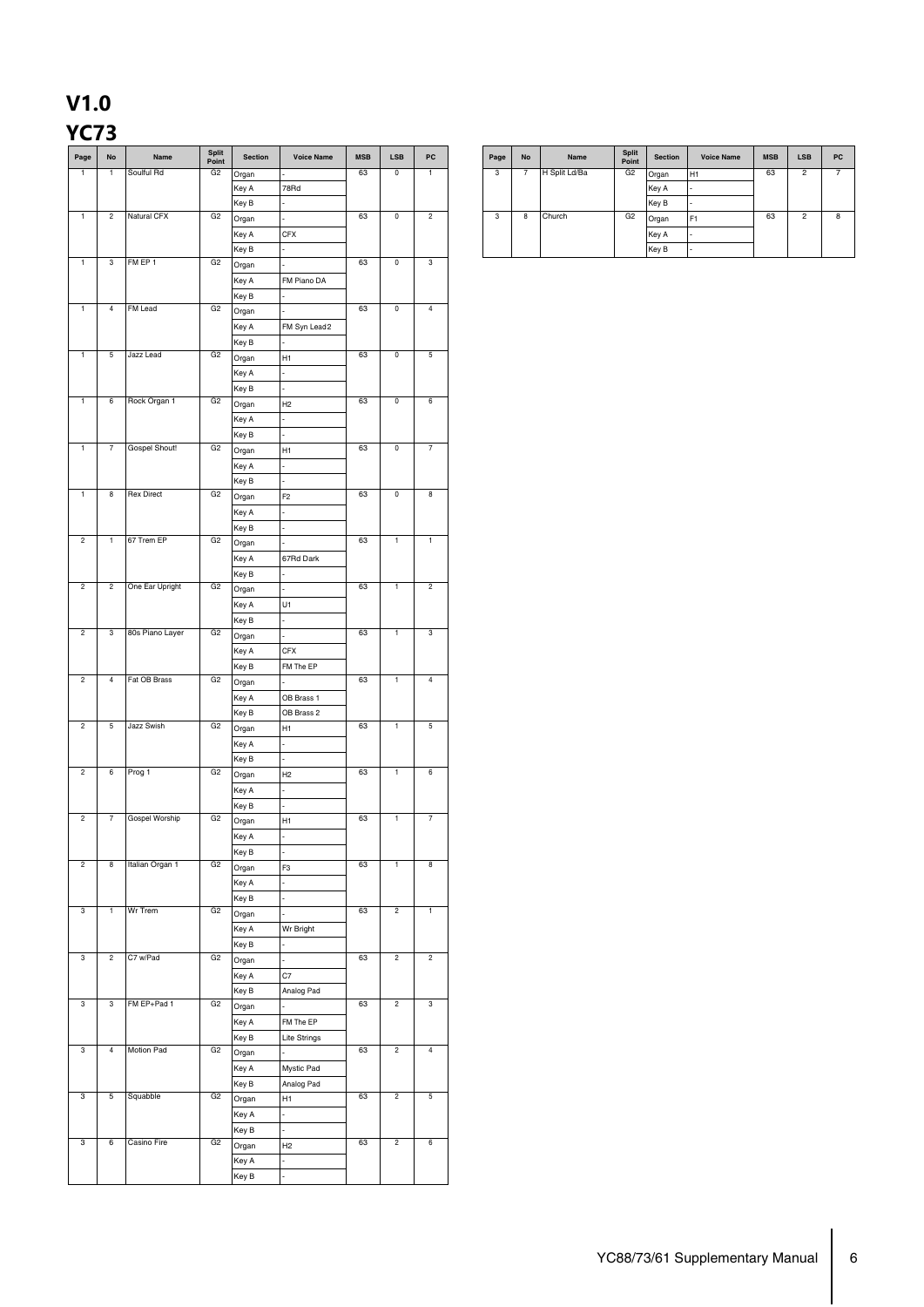# V1.0

## YC73

| Page | No | Name | Split Point | Section | Voice Name | MSB | LSB | PC |
|---|---|---|---|---|---|---|---|---|
| 1 | 1 | Soulful Rd | G2 | Organ | - | 63 | 0 | 1 |
| | | | | Key A | 78Rd | | | |
| | | | | Key B | - | | | |
| 1 | 2 | Natural CFX | G2 | Organ | - | 63 | 0 | 2 |
| | | | | Key A | CFX | | | |
| | | | | Key B | - | | | |
| 1 | 3 | FM EP 1 | G2 | Organ | - | 63 | 0 | 3 |
| | | | | Key A | FM Piano DA | | | |
| | | | | Key B | - | | | |
| 1 | 4 | FM Lead | G2 | Organ | - | 63 | 0 | 4 |
| | | | | Key A | FM Syn Lead2 | | | |
| | | | | Key B | - | | | |
| 1 | 5 | Jazz Lead | G2 | Organ | H1 | 63 | 0 | 5 |
| | | | | Key A | - | | | |
| | | | | Key B | - | | | |
| 1 | 6 | Rock Organ 1 | G2 | Organ | H2 | 63 | 0 | 6 |
| | | | | Key A | - | | | |
| | | | | Key B | - | | | |
| 1 | 7 | Gospel Shout! | G2 | Organ | H1 | 63 | 0 | 7 |
| | | | | Key A | - | | | |
| | | | | Key B | - | | | |
| 1 | 8 | Rex Direct | G2 | Organ | F2 | 63 | 0 | 8 |
| | | | | Key A | - | | | |
| | | | | Key B | - | | | |
| 2 | 1 | 67 Trem EP | G2 | Organ | - | 63 | 1 | 1 |
| | | | | Key A | 67Rd Dark | | | |
| | | | | Key B | - | | | |
| 2 | 2 | One Ear Upright | G2 | Organ | - | 63 | 1 | 2 |
| | | | | Key A | U1 | | | |
| | | | | Key B | - | | | |
| 2 | 3 | 80s Piano Layer | G2 | Organ | - | 63 | 1 | 3 |
| | | | | Key A | CFX | | | |
| | | | | Key B | FM The EP | | | |
| 2 | 4 | Fat OB Brass | G2 | Organ | - | 63 | 1 | 4 |
| | | | | Key A | OB Brass 1 | | | |
| | | | | Key B | OB Brass 2 | | | |
| 2 | 5 | Jazz Swish | G2 | Organ | H1 | 63 | 1 | 5 |
| | | | | Key A | - | | | |
| | | | | Key B | - | | | |
| 2 | 6 | Prog 1 | G2 | Organ | H2 | 63 | 1 | 6 |
| | | | | Key A | - | | | |
| | | | | Key B | - | | | |
| 2 | 7 | Gospel Worship | G2 | Organ | H1 | 63 | 1 | 7 |
| | | | | Key A | - | | | |
| | | | | Key B | - | | | |
| 2 | 8 | Italian Organ 1 | G2 | Organ | F3 | 63 | 1 | 8 |
| | | | | Key A | - | | | |
| | | | | Key B | - | | | |
| 3 | 1 | Wr Trem | G2 | Organ | - | 63 | 2 | 1 |
| | | | | Key A | Wr Bright | | | |
| | | | | Key B | - | | | |
| 3 | 2 | C7 w/Pad | G2 | Organ | - | 63 | 2 | 2 |
| | | | | Key A | C7 | | | |
| | | | | Key B | Analog Pad | | | |
| 3 | 3 | FM EP+Pad 1 | G2 | Organ | - | 63 | 2 | 3 |
| | | | | Key A | FM The EP | | | |
| | | | | Key B | Lite Strings | | | |
| 3 | 4 | Motion Pad | G2 | Organ | - | 63 | 2 | 4 |
| | | | | Key A | Mystic Pad | | | |
| | | | | Key B | Analog Pad | | | |
| 3 | 5 | Squabble | G2 | Organ | H1 | 63 | 2 | 5 |
| | | | | Key A | - | | | |
| | | | | Key B | - | | | |
| 3 | 6 | Casino Fire | G2 | Organ | H2 | 63 | 2 | 6 |
| | | | | Key A | - | | | |
| | | | | Key B | - | | | |
| 3 | 7 | H Split Ld/Ba | G2 | Organ | H1 | 63 | 2 | 7 |
| | | | | Key A | - | | | |
| | | | | Key B | - | | | |
| 3 | 8 | Church | G2 | Organ | F1 | 63 | 2 | 8 |
| | | | | Key A | - | | | |
| | | | | Key B | - | | | |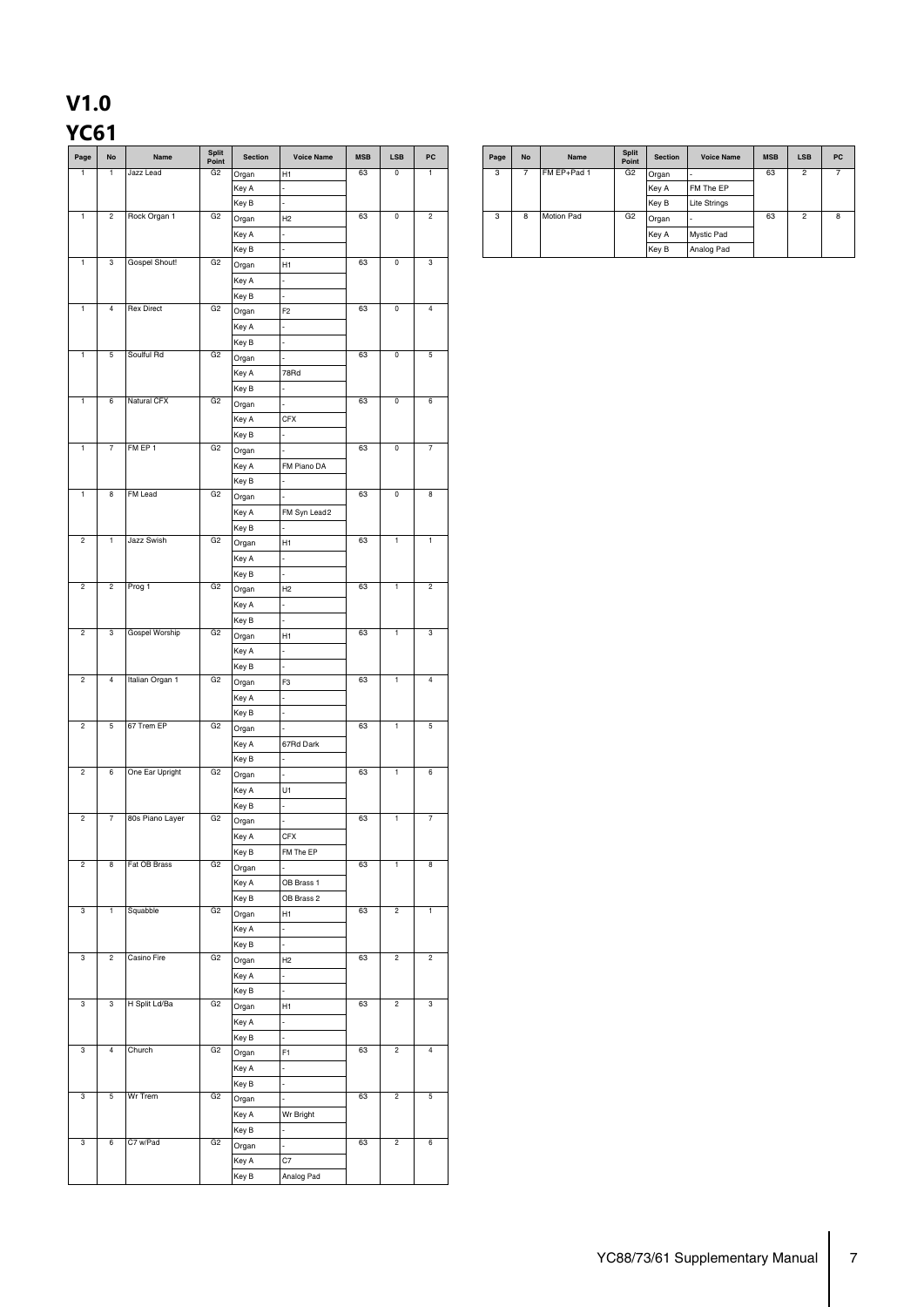# V1.0

## YC61

| Page | No | Name | Split Point | Section | Voice Name | MSB | LSB | PC |
|---|---|---|---|---|---|---|---|---|
| 1 | 1 | Jazz Lead | G2 | Organ | H1 | 63 | 0 | 1 |
| | | | | Key A | - | | | |
| | | | | Key B | - | | | |
| 1 | 2 | Rock Organ 1 | G2 | Organ | H2 | 63 | 0 | 2 |
| | | | | Key A | - | | | |
| | | | | Key B | - | | | |
| 1 | 3 | Gospel Shout! | G2 | Organ | H1 | 63 | 0 | 3 |
| | | | | Key A | - | | | |
| | | | | Key B | - | | | |
| 1 | 4 | Rex Direct | G2 | Organ | F2 | 63 | 0 | 4 |
| | | | | Key A | - | | | |
| | | | | Key B | - | | | |
| 1 | 5 | Soulful Rd | G2 | Organ | - | 63 | 0 | 5 |
| | | | | Key A | 78Rd | | | |
| | | | | Key B | - | | | |
| 1 | 6 | Natural CFX | G2 | Organ | - | 63 | 0 | 6 |
| | | | | Key A | CFX | | | |
| | | | | Key B | - | | | |
| 1 | 7 | FM EP 1 | G2 | Organ | - | 63 | 0 | 7 |
| | | | | Key A | FM Piano DA | | | |
| | | | | Key B | - | | | |
| 1 | 8 | FM Lead | G2 | Organ | - | 63 | 0 | 8 |
| | | | | Key A | FM Syn Lead2 | | | |
| | | | | Key B | - | | | |
| 2 | 1 | Jazz Swish | G2 | Organ | H1 | 63 | 1 | 1 |
| | | | | Key A | - | | | |
| | | | | Key B | - | | | |
| 2 | 2 | Prog 1 | G2 | Organ | H2 | 63 | 1 | 2 |
| | | | | Key A | - | | | |
| | | | | Key B | - | | | |
| 2 | 3 | Gospel Worship | G2 | Organ | H1 | 63 | 1 | 3 |
| | | | | Key A | - | | | |
| | | | | Key B | - | | | |
| 2 | 4 | Italian Organ 1 | G2 | Organ | F3 | 63 | 1 | 4 |
| | | | | Key A | - | | | |
| | | | | Key B | - | | | |
| 2 | 5 | 67 Trem EP | G2 | Organ | - | 63 | 1 | 5 |
| | | | | Key A | 67Rd Dark | | | |
| | | | | Key B | - | | | |
| 2 | 6 | One Ear Upright | G2 | Organ | - | 63 | 1 | 6 |
| | | | | Key A | U1 | | | |
| | | | | Key B | - | | | |
| 2 | 7 | 80s Piano Layer | G2 | Organ | - | 63 | 1 | 7 |
| | | | | Key A | CFX | | | |
| | | | | Key B | FM The EP | | | |
| 2 | 8 | Fat OB Brass | G2 | Organ | - | 63 | 1 | 8 |
| | | | | Key A | OB Brass 1 | | | |
| | | | | Key B | OB Brass 2 | | | |
| 3 | 1 | Squabble | G2 | Organ | H1 | 63 | 2 | 1 |
| | | | | Key A | - | | | |
| | | | | Key B | - | | | |
| 3 | 2 | Casino Fire | G2 | Organ | H2 | 63 | 2 | 2 |
| | | | | Key A | - | | | |
| | | | | Key B | - | | | |
| 3 | 3 | H Split Ld/Ba | G2 | Organ | H1 | 63 | 2 | 3 |
| | | | | Key A | - | | | |
| | | | | Key B | - | | | |
| 3 | 4 | Church | G2 | Organ | F1 | 63 | 2 | 4 |
| | | | | Key A | - | | | |
| | | | | Key B | - | | | |
| 3 | 5 | Wr Trem | G2 | Organ | - | 63 | 2 | 5 |
| | | | | Key A | Wr Bright | | | |
| | | | | Key B | - | | | |
| 3 | 6 | C7 w/Pad | G2 | Organ | - | 63 | 2 | 6 |
| | | | | Key A | C7 | | | |
| | | | | Key B | Analog Pad | | | |
| 3 | 7 | FM EP+Pad 1 | G2 | Organ | - | 63 | 2 | 7 |
| | | | | Key A | FM The EP | | | |
| | | | | Key B | Lite Strings | | | |
| 3 | 8 | Motion Pad | G2 | Organ | - | 63 | 2 | 8 |
| | | | | Key A | Mystic Pad | | | |
| | | | | Key B | Analog Pad | | | |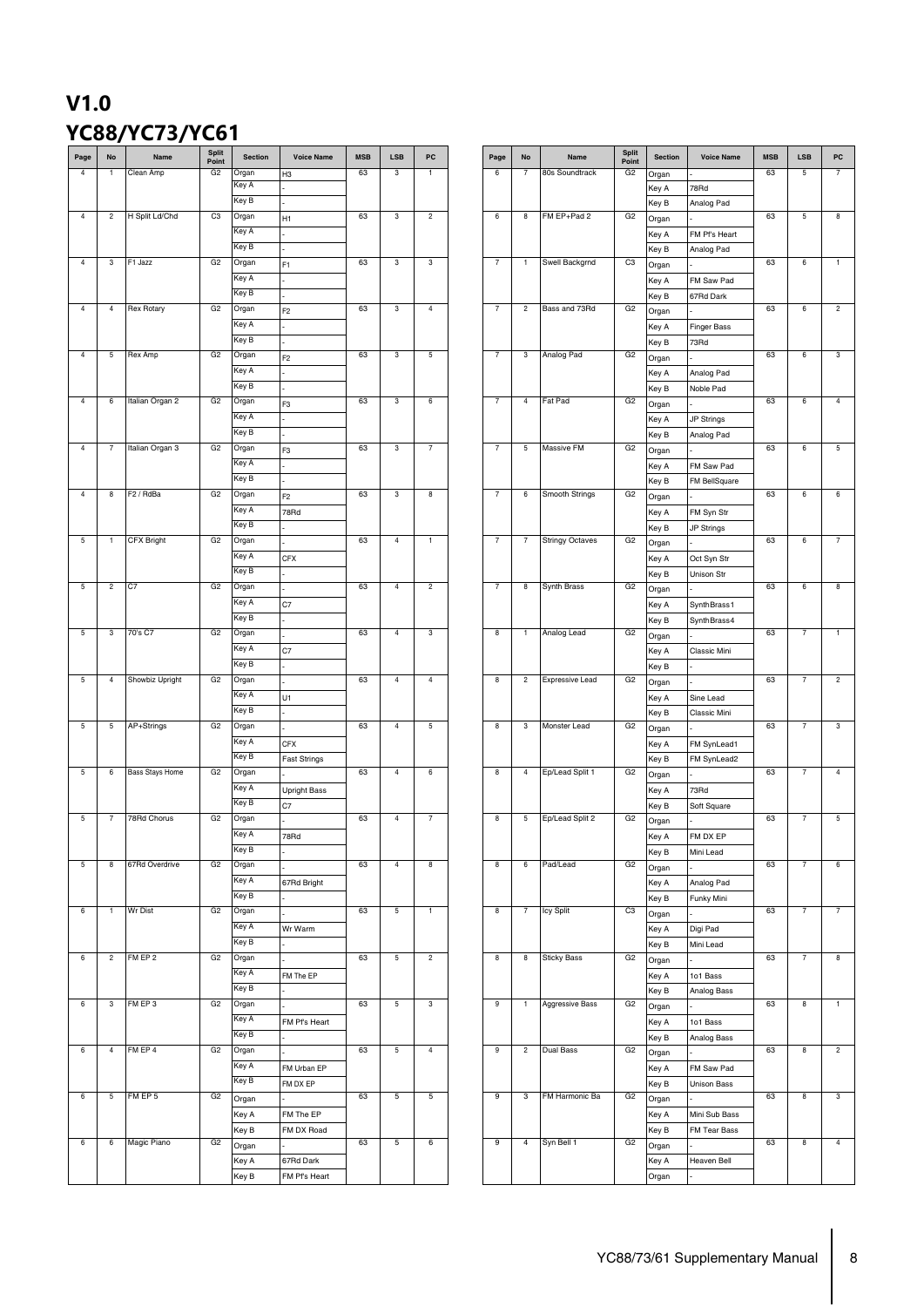# V1.0

## YC88/YC73/YC61

| Page | No | Name | Split Point | Section | Voice Name | MSB | LSB | PC |
|---|---|---|---|---|---|---|---|---|
| 4 | 1 | Clean Amp | G2 | Organ | H3 | 63 | 3 | 1 |
| | | | | Key A | - | | | |
| | | | | Key B | - | | | |
| 4 | 2 | H Split Ld/Chd | C3 | Organ | H1 | 63 | 3 | 2 |
| | | | | Key A | - | | | |
| | | | | Key B | - | | | |
| 4 | 3 | F1 Jazz | G2 | Organ | F1 | 63 | 3 | 3 |
| | | | | Key A | - | | | |
| | | | | Key B | - | | | |
| 4 | 4 | Rex Rotary | G2 | Organ | F2 | 63 | 3 | 4 |
| | | | | Key A | - | | | |
| | | | | Key B | - | | | |
| 4 | 5 | Rex Amp | G2 | Organ | F2 | 63 | 3 | 5 |
| | | | | Key A | - | | | |
| | | | | Key B | - | | | |
| 4 | 6 | Italian Organ 2 | G2 | Organ | F3 | 63 | 3 | 6 |
| | | | | Key A | - | | | |
| | | | | Key B | - | | | |
| 4 | 7 | Italian Organ 3 | G2 | Organ | F3 | 63 | 3 | 7 |
| | | | | Key A | - | | | |
| | | | | Key B | - | | | |
| 4 | 8 | F2 / RdBa | G2 | Organ | F2 | 63 | 3 | 8 |
| | | | | Key A | 78Rd | | | |
| | | | | Key B | - | | | |
| 5 | 1 | CFX Bright | G2 | Organ | - | 63 | 4 | 1 |
| | | | | Key A | CFX | | | |
| | | | | Key B | - | | | |
| 5 | 2 | C7 | G2 | Organ | - | 63 | 4 | 2 |
| | | | | Key A | C7 | | | |
| | | | | Key B | - | | | |
| 5 | 3 | 70's C7 | G2 | Organ | - | 63 | 4 | 3 |
| | | | | Key A | C7 | | | |
| | | | | Key B | - | | | |
| 5 | 4 | Showbiz Upright | G2 | Organ | - | 63 | 4 | 4 |
| | | | | Key A | U1 | | | |
| | | | | Key B | - | | | |
| 5 | 5 | AP+Strings | G2 | Organ | - | 63 | 4 | 5 |
| | | | | Key A | CFX | | | |
| | | | | Key B | Fast Strings | | | |
| 5 | 6 | Bass Stays Home | G2 | Organ | - | 63 | 4 | 6 |
| | | | | Key A | Upright Bass | | | |
| | | | | Key B | C7 | | | |
| 5 | 7 | 78Rd Chorus | G2 | Organ | - | 63 | 4 | 7 |
| | | | | Key A | 78Rd | | | |
| | | | | Key B | - | | | |
| 5 | 8 | 67Rd Overdrive | G2 | Organ | - | 63 | 4 | 8 |
| | | | | Key A | 67Rd Bright | | | |
| | | | | Key B | - | | | |
| 6 | 1 | Wr Dist | G2 | Organ | - | 63 | 5 | 1 |
| | | | | Key A | Wr Warm | | | |
| | | | | Key B | - | | | |
| 6 | 2 | FM EP 2 | G2 | Organ | - | 63 | 5 | 2 |
| | | | | Key A | FM The EP | | | |
| | | | | Key B | - | | | |
| 6 | 3 | FM EP 3 | G2 | Organ | - | 63 | 5 | 3 |
| | | | | Key A | FM Pf's Heart | | | |
| | | | | Key B | - | | | |
| 6 | 4 | FM EP 4 | G2 | Organ | - | 63 | 5 | 4 |
| | | | | Key A | FM Urban EP | | | |
| | | | | Key B | FM DX EP | | | |
| 6 | 5 | FM EP 5 | G2 | Organ | - | 63 | 5 | 5 |
| | | | | Key A | FM The EP | | | |
| | | | | Key B | FM DX Road | | | |
| 6 | 6 | Magic Piano | G2 | Organ | - | 63 | 5 | 6 |
| | | | | Key A | 67Rd Dark | | | |
| | | | | Key B | FM Pf's Heart | | | |
| 6 | 7 | 80s Soundtrack | G2 | Organ | - | 63 | 5 | 7 |
| | | | | Key A | 78Rd | | | |
| | | | | Key B | Analog Pad | | | |
| 6 | 8 | FM EP+Pad 2 | G2 | Organ | - | 63 | 5 | 8 |
| | | | | Key A | FM Pf's Heart | | | |
| | | | | Key B | Analog Pad | | | |
| 7 | 1 | Swell Backgrnd | C3 | Organ | - | 63 | 6 | 1 |
| | | | | Key A | FM Saw Pad | | | |
| | | | | Key B | 67Rd Dark | | | |
| 7 | 2 | Bass and 73Rd | G2 | Organ | - | 63 | 6 | 2 |
| | | | | Key A | Finger Bass | | | |
| | | | | Key B | 73Rd | | | |
| 7 | 3 | Analog Pad | G2 | Organ | - | 63 | 6 | 3 |
| | | | | Key A | Analog Pad | | | |
| | | | | Key B | Noble Pad | | | |
| 7 | 4 | Fat Pad | G2 | Organ | - | 63 | 6 | 4 |
| | | | | Key A | JP Strings | | | |
| | | | | Key B | Analog Pad | | | |
| 7 | 5 | Massive FM | G2 | Organ | - | 63 | 6 | 5 |
| | | | | Key A | FM Saw Pad | | | |
| | | | | Key B | FM BellSquare | | | |
| 7 | 6 | Smooth Strings | G2 | Organ | - | 63 | 6 | 6 |
| | | | | Key A | FM Syn Str | | | |
| | | | | Key B | JP Strings | | | |
| 7 | 7 | Stringy Octaves | G2 | Organ | - | 63 | 6 | 7 |
| | | | | Key A | Oct Syn Str | | | |
| | | | | Key B | Unison Str | | | |
| 7 | 8 | Synth Brass | G2 | Organ | - | 63 | 6 | 8 |
| | | | | Key A | SynthBrass1 | | | |
| | | | | Key B | SynthBrass4 | | | |
| 8 | 1 | Analog Lead | G2 | Organ | - | 63 | 7 | 1 |
| | | | | Key A | Classic Mini | | | |
| | | | | Key B | - | | | |
| 8 | 2 | Expressive Lead | G2 | Organ | - | 63 | 7 | 2 |
| | | | | Key A | Sine Lead | | | |
| | | | | Key B | Classic Mini | | | |
| 8 | 3 | Monster Lead | G2 | Organ | - | 63 | 7 | 3 |
| | | | | Key A | FM SynLead1 | | | |
| | | | | Key B | FM SynLead2 | | | |
| 8 | 4 | Ep/Lead Split 1 | G2 | Organ | - | 63 | 7 | 4 |
| | | | | Key A | 73Rd | | | |
| | | | | Key B | Soft Square | | | |
| 8 | 5 | Ep/Lead Split 2 | G2 | Organ | - | 63 | 7 | 5 |
| | | | | Key A | FM DX EP | | | |
| | | | | Key B | Mini Lead | | | |
| 8 | 6 | Pad/Lead | G2 | Organ | - | 63 | 7 | 6 |
| | | | | Key A | Analog Pad | | | |
| | | | | Key B | Funky Mini | | | |
| 8 | 7 | Icy Split | C3 | Organ | - | 63 | 7 | 7 |
| | | | | Key A | Digi Pad | | | |
| | | | | Key B | Mini Lead | | | |
| 8 | 8 | Sticky Bass | G2 | Organ | - | 63 | 7 | 8 |
| | | | | Key A | 1o1 Bass | | | |
| | | | | Key B | Analog Bass | | | |
| 9 | 1 | Aggressive Bass | G2 | Organ | - | 63 | 8 | 1 |
| | | | | Key A | 1o1 Bass | | | |
| | | | | Key B | Analog Bass | | | |
| 9 | 2 | Dual Bass | G2 | Organ | - | 63 | 8 | 2 |
| | | | | Key A | FM Saw Pad | | | |
| | | | | Key B | Unison Bass | | | |
| 9 | 3 | FM Harmonic Ba | G2 | Organ | - | 63 | 8 | 3 |
| | | | | Key A | Mini Sub Bass | | | |
| | | | | Key B | FM Tear Bass | | | |
| 9 | 4 | Syn Bell 1 | G2 | Organ | - | 63 | 8 | 4 |
| | | | | Key A | Heaven Bell | | | |
| | | | | Organ | - | | | |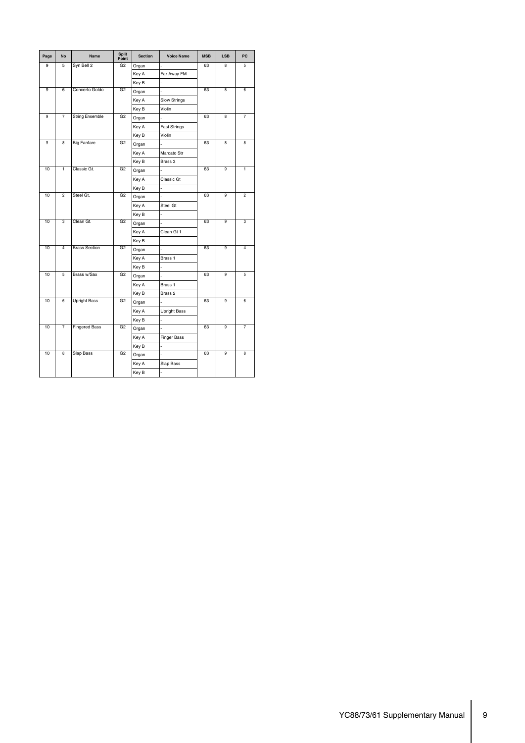| Page | No | Name | Split Point | Section | Voice Name | MSB | LSB | PC |
|---|---|---|---|---|---|---|---|---|
| 9 | 5 | Syn Bell 2 | G2 | Organ | - | 63 | 8 | 5 |
| | | | | Key A | Far Away FM | | | |
| | | | | Key B | - | | | |
| 9 | 6 | Concerto Goldo | G2 | Organ | - | 63 | 8 | 6 |
| | | | | Key A | Slow Strings | | | |
| | | | | Key B | Violin | | | |
| 9 | 7 | String Ensemble | G2 | Organ | - | 63 | 8 | 7 |
| | | | | Key A | Fast Strings | | | |
| | | | | Key B | Violin | | | |
| 9 | 8 | Big Fanfare | G2 | Organ | - | 63 | 8 | 8 |
| | | | | Key A | Marcato Str | | | |
| | | | | Key B | Brass 3 | | | |
| 10 | 1 | Classic Gt. | G2 | Organ | - | 63 | 9 | 1 |
| | | | | Key A | Classic Gt | | | |
| | | | | Key B | - | | | |
| 10 | 2 | Steel Gt. | G2 | Organ | - | 63 | 9 | 2 |
| | | | | Key A | Steel Gt | | | |
| | | | | Key B | - | | | |
| 10 | 3 | Clean Gt. | G2 | Organ | - | 63 | 9 | 3 |
| | | | | Key A | Clean Gt 1 | | | |
| | | | | Key B | - | | | |
| 10 | 4 | Brass Section | G2 | Organ | - | 63 | 9 | 4 |
| | | | | Key A | Brass 1 | | | |
| | | | | Key B | - | | | |
| 10 | 5 | Brass w/Sax | G2 | Organ | - | 63 | 9 | 5 |
| | | | | Key A | Brass 1 | | | |
| | | | | Key B | Brass 2 | | | |
| 10 | 6 | Upright Bass | G2 | Organ | - | 63 | 9 | 6 |
| | | | | Key A | Upright Bass | | | |
| | | | | Key B | - | | | |
| 10 | 7 | Fingered Bass | G2 | Organ | - | 63 | 9 | 7 |
| | | | | Key A | Finger Bass | | | |
| | | | | Key B | - | | | |
| 10 | 8 | Slap Bass | G2 | Organ | - | 63 | 9 | 8 |
| | | | | Key A | Slap Bass | | | |
| | | | | Key B | - | | | |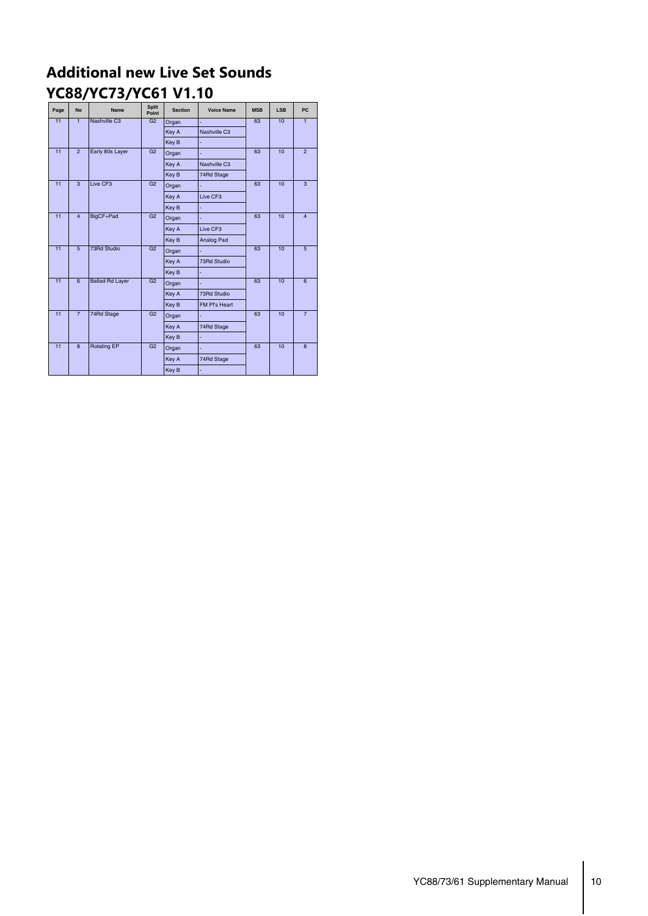# Additional new Live Set Sounds

# YC88/YC73/YC61 V1.10

| Page | No | Name | Split Point | Section | Voice Name | MSB | LSB | PC |
|---|---|---|---|---|---|---|---|---|
| 11 | 1 | Nashville C3 | G2 | Organ | - | 63 | 10 | 1 |
| | | | | Key A | Nashville C3 | | | |
| | | | | Key B | - | | | |
| 11 | 2 | Early 80s Layer | G2 | Organ | - | 63 | 10 | 2 |
| | | | | Key A | Nashville C3 | | | |
| | | | | Key B | 74Rd Stage | | | |
| 11 | 3 | Live CF3 | G2 | Organ | - | 63 | 10 | 3 |
| | | | | Key A | Live CF3 | | | |
| | | | | Key B | - | | | |
| 11 | 4 | BigCF+Pad | G2 | Organ | - | 63 | 10 | 4 |
| | | | | Key A | Live CF3 | | | |
| | | | | Key B | Analog Pad | | | |
| 11 | 5 | 73Rd Studio | G2 | Organ | - | 63 | 10 | 5 |
| | | | | Key A | 73Rd Studio | | | |
| | | | | Key B | - | | | |
| 11 | 6 | Ballad Rd Layer | G2 | Organ | - | 63 | 10 | 6 |
| | | | | Key A | 73Rd Studio | | | |
| | | | | Key B | FM Pf's Heart | | | |
| 11 | 7 | 74Rd Stage | G2 | Organ | - | 63 | 10 | 7 |
| | | | | Key A | 74Rd Stage | | | |
| | | | | Key B | - | | | |
| 11 | 8 | Rotating EP | G2 | Organ | - | 63 | 10 | 8 |
| | | | | Key A | 74Rd Stage | | | |
| | | | | Key B | - | | | |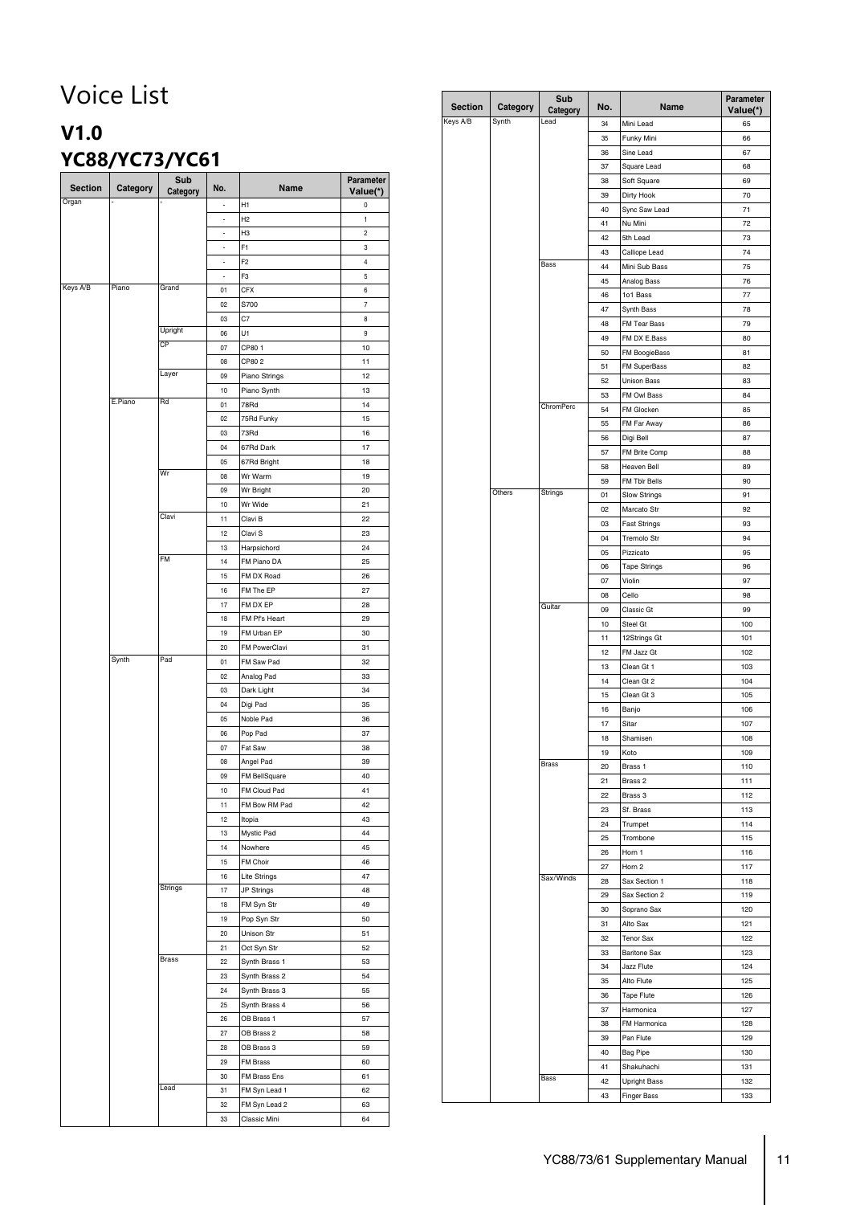# Voice List

## V1.0

## YC88/YC73/YC61

| Section | Category | Sub Category | No. | Name | Parameter Value(*) |
|---|---|---|---|---|---|
| Organ | - | - | - | H1 | 0 |
| | | | - | H2 | 1 |
| | | | - | H3 | 2 |
| | | | - | F1 | 3 |
| | | | - | F2 | 4 |
| | | | - | F3 | 5 |
| Keys A/B | Piano | Grand | 01 | CFX | 6 |
| | | | 02 | S700 | 7 |
| | | | 03 | C7 | 8 |
| | | Upright | 06 | U1 | 9 |
| | | CP | 07 | CP80 1 | 10 |
| | | | 08 | CP80 2 | 11 |
| | | Layer | 09 | Piano Strings | 12 |
| | | | 10 | Piano Synth | 13 |
| | E.Piano | Rd | 01 | 78Rd | 14 |
| | | | 02 | 75Rd Funky | 15 |
| | | | 03 | 73Rd | 16 |
| | | | 04 | 67Rd Dark | 17 |
| | | | 05 | 67Rd Bright | 18 |
| | | Wr | 08 | Wr Warm | 19 |
| | | | 09 | Wr Bright | 20 |
| | | | 10 | Wr Wide | 21 |
| | | Clavi | 11 | Clavi B | 22 |
| | | | 12 | Clavi S | 23 |
| | | | 13 | Harpsichord | 24 |
| | | FM | 14 | FM Piano DA | 25 |
| | | | 15 | FM DX Road | 26 |
| | | | 16 | FM The EP | 27 |
| | | | 17 | FM DX EP | 28 |
| | | | 18 | FM Pf's Heart | 29 |
| | | | 19 | FM Urban EP | 30 |
| | | | 20 | FM PowerClavi | 31 |
| | Synth | Pad | 01 | FM Saw Pad | 32 |
| | | | 02 | Analog Pad | 33 |
| | | | 03 | Dark Light | 34 |
| | | | 04 | Digi Pad | 35 |
| | | | 05 | Noble Pad | 36 |
| | | | 06 | Pop Pad | 37 |
| | | | 07 | Fat Saw | 38 |
| | | | 08 | Angel Pad | 39 |
| | | | 09 | FM BellSquare | 40 |
| | | | 10 | FM Cloud Pad | 41 |
| | | | 11 | FM Bow RM Pad | 42 |
| | | | 12 | Itopia | 43 |
| | | | 13 | Mystic Pad | 44 |
| | | | 14 | Nowhere | 45 |
| | | | 15 | FM Choir | 46 |
| | | | 16 | Lite Strings | 47 |
| | | Strings | 17 | JP Strings | 48 |
| | | | 18 | FM Syn Str | 49 |
| | | | 19 | Pop Syn Str | 50 |
| | | | 20 | Unison Str | 51 |
| | | | 21 | Oct Syn Str | 52 |
| | | Brass | 22 | Synth Brass 1 | 53 |
| | | | 23 | Synth Brass 2 | 54 |
| | | | 24 | Synth Brass 3 | 55 |
| | | | 25 | Synth Brass 4 | 56 |
| | | | 26 | OB Brass 1 | 57 |
| | | | 27 | OB Brass 2 | 58 |
| | | | 28 | OB Brass 3 | 59 |
| | | | 29 | FM Brass | 60 |
| | | | 30 | FM Brass Ens | 61 |
| | | Lead | 31 | FM Syn Lead 1 | 62 |
| | | | 32 | FM Syn Lead 2 | 63 |
| | | | 33 | Classic Mini | 64 |
| Keys A/B | Synth | Lead | 34 | Mini Lead | 65 |
| | | | 35 | Funky Mini | 66 |
| | | | 36 | Sine Lead | 67 |
| | | | 37 | Square Lead | 68 |
| | | | 38 | Soft Square | 69 |
| | | | 39 | Dirty Hook | 70 |
| | | | 40 | Sync Saw Lead | 71 |
| | | | 41 | Nu Mini | 72 |
| | | | 42 | 5th Lead | 73 |
| | | | 43 | Calliope Lead | 74 |
| | | Bass | 44 | Mini Sub Bass | 75 |
| | | | 45 | Analog Bass | 76 |
| | | | 46 | 1o1 Bass | 77 |
| | | | 47 | Synth Bass | 78 |
| | | | 48 | FM Tear Bass | 79 |
| | | | 49 | FM DX E.Bass | 80 |
| | | | 50 | FM BoogieBass | 81 |
| | | | 51 | FM SuperBass | 82 |
| | | | 52 | Unison Bass | 83 |
| | | | 53 | FM Owl Bass | 84 |
| | | ChromPerc | 54 | FM Glocken | 85 |
| | | | 55 | FM Far Away | 86 |
| | | | 56 | Digi Bell | 87 |
| | | | 57 | FM Brite Comp | 88 |
| | | | 58 | Heaven Bell | 89 |
| | | | 59 | FM Tblr Bells | 90 |
| | Others | Strings | 01 | Slow Strings | 91 |
| | | | 02 | Marcato Str | 92 |
| | | | 03 | Fast Strings | 93 |
| | | | 04 | Tremolo Str | 94 |
| | | | 05 | Pizzicato | 95 |
| | | | 06 | Tape Strings | 96 |
| | | | 07 | Violin | 97 |
| | | | 08 | Cello | 98 |
| | | Guitar | 09 | Classic Gt | 99 |
| | | | 10 | Steel Gt | 100 |
| | | | 11 | 12Strings Gt | 101 |
| | | | 12 | FM Jazz Gt | 102 |
| | | | 13 | Clean Gt 1 | 103 |
| | | | 14 | Clean Gt 2 | 104 |
| | | | 15 | Clean Gt 3 | 105 |
| | | | 16 | Banjo | 106 |
| | | | 17 | Sitar | 107 |
| | | | 18 | Shamisen | 108 |
| | | | 19 | Koto | 109 |
| | | Brass | 20 | Brass 1 | 110 |
| | | | 21 | Brass 2 | 111 |
| | | | 22 | Brass 3 | 112 |
| | | | 23 | Sf. Brass | 113 |
| | | | 24 | Trumpet | 114 |
| | | | 25 | Trombone | 115 |
| | | | 26 | Horn 1 | 116 |
| | | | 27 | Horn 2 | 117 |
| | | Sax/Winds | 28 | Sax Section 1 | 118 |
| | | | 29 | Sax Section 2 | 119 |
| | | | 30 | Soprano Sax | 120 |
| | | | 31 | Alto Sax | 121 |
| | | | 32 | Tenor Sax | 122 |
| | | | 33 | Baritone Sax | 123 |
| | | | 34 | Jazz Flute | 124 |
| | | | 35 | Alto Flute | 125 |
| | | | 36 | Tape Flute | 126 |
| | | | 37 | Harmonica | 127 |
| | | | 38 | FM Harmonica | 128 |
| | | | 39 | Pan Flute | 129 |
| | | | 40 | Bag Pipe | 130 |
| | | | 41 | Shakuhachi | 131 |
| | | Bass | 42 | Upright Bass | 132 |
| | | | 43 | Finger Bass | 133 |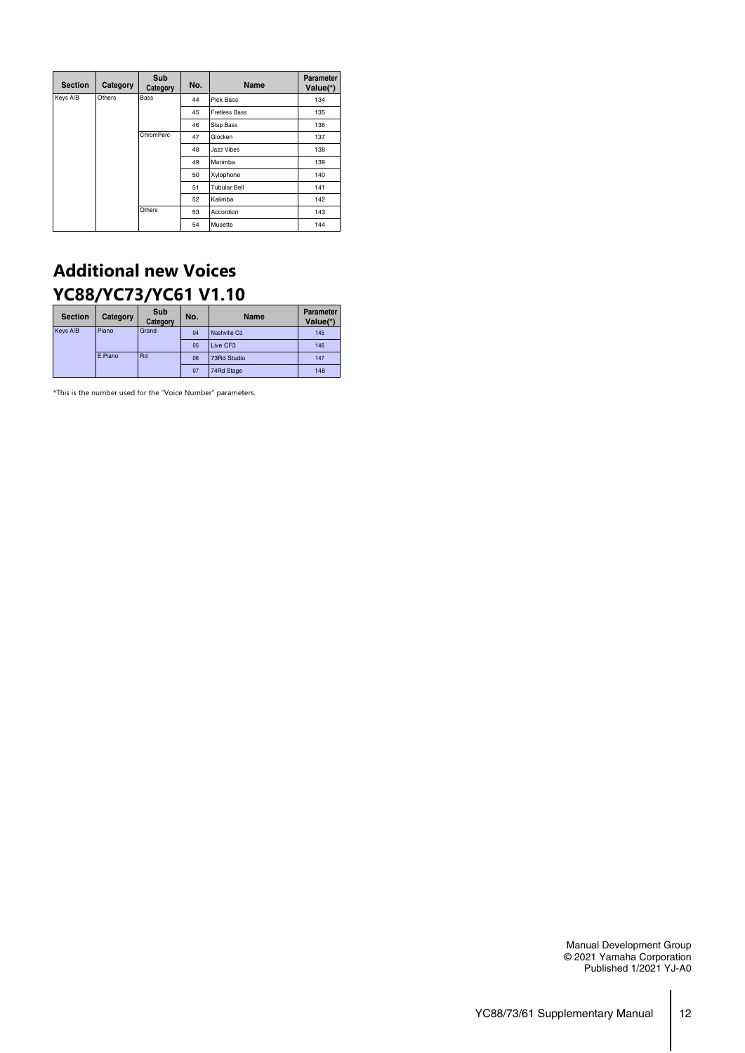| Section | Category | Sub Category | No. | Name | Parameter Value(*) |
|---|---|---|---|---|---|
| Keys A/B | Others | Bass | 44 | Pick Bass | 134 |
| | | | 45 | Fretless Bass | 135 |
| | | | 46 | Slap Bass | 136 |
| | | ChromPerc | 47 | Glocken | 137 |
| | | | 48 | Jazz Vibes | 138 |
| | | | 49 | Marimba | 139 |
| | | | 50 | Xylophone | 140 |
| | | | 51 | Tubular Bell | 141 |
| | | | 52 | Kalimba | 142 |
| | | Others | 53 | Accordion | 143 |
| | | | 54 | Musette | 144 |

## Additional new Voices
## YC88/YC73/YC61 V1.10

| Section | Category | Sub Category | No. | Name | Parameter Value(*) |
|---|---|---|---|---|---|
| Keys A/B | Piano | Grand | 04 | Nashville C3 | 145 |
| | | | 05 | Live CF3 | 146 |
| | E.Piano | Rd | 06 | 73Rd Studio | 147 |
| | | | 07 | 74Rd Stage | 148 |

*This is the number used for the "Voice Number" parameters.

Manual Development Group
© 2021 Yamaha Corporation
Published 1/2021 YJ-A0